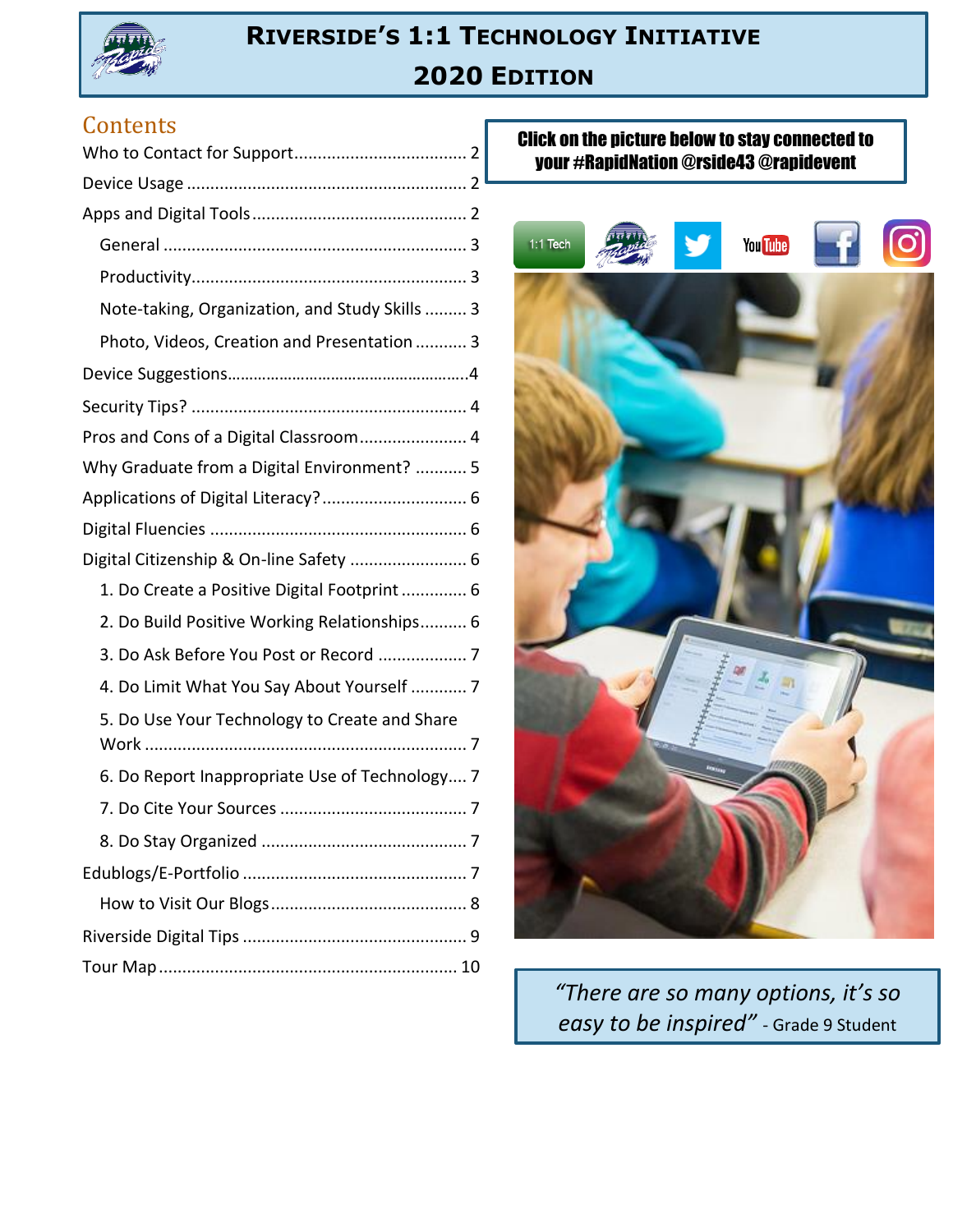# RIVERSIDE'S 1:1 TECHNOLOGY INITIATIVE 2020 EDITION

## Contents

- Who to Contact for Support .................................... 2
- Device Usage .......................................................... 2
- Apps and Digital Tools ............................................ 2
  - General ............................................................... 3
  - Productivity ......................................................... 3
  - Note-taking, Organization, and Study Skills ......... 3
  - Photo, Videos, Creation and Presentation ........... 3
- Device Suggestions ................................................. 4
- Security Tips? ......................................................... 4
- Pros and Cons of a Digital Classroom ....................... 4
- Why Graduate from a Digital Environment? ........... 5
- Applications of Digital Literacy? .............................. 6
- Digital Fluencies ..................................................... 6
- Digital Citizenship & On-line Safety ......................... 6
  - 1. Do Create a Positive Digital Footprint .............. 6
  - 2. Do Build Positive Working Relationships .......... 6
  - 3. Do Ask Before You Post or Record .................. 7
  - 4. Do Limit What You Say About Yourself ............ 7
  - 5. Do Use Your Technology to Create and Share Work ................................................................... 7
  - 6. Do Report Inappropriate Use of Technology .... 7
  - 7. Do Cite Your Sources ....................................... 7
  - 8. Do Stay Organized ........................................... 7
- Edublogs/E-Portfolio ............................................... 7
  - How to Visit Our Blogs .......................................... 8
- Riverside Digital Tips ............................................... 9
- Tour Map ................................................................ 10

**Click on the picture below to stay connected to your #RapidNation @rside43 @rapidevent**

1:1 Tech

*"There are so many options, it's so easy to be inspired"* - Grade 9 Student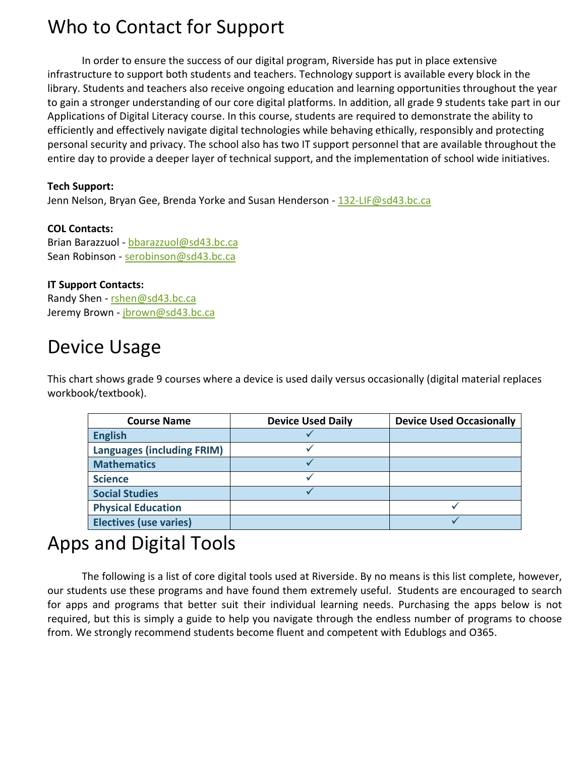# Who to Contact for Support

In order to ensure the success of our digital program, Riverside has put in place extensive infrastructure to support both students and teachers. Technology support is available every block in the library. Students and teachers also receive ongoing education and learning opportunities throughout the year to gain a stronger understanding of our core digital platforms. In addition, all grade 9 students take part in our Applications of Digital Literacy course. In this course, students are required to demonstrate the ability to efficiently and effectively navigate digital technologies while behaving ethically, responsibly and protecting personal security and privacy. The school also has two IT support personnel that are available throughout the entire day to provide a deeper layer of technical support, and the implementation of school wide initiatives.

**Tech Support:**
Jenn Nelson, Bryan Gee, Brenda Yorke and Susan Henderson - 132-LIF@sd43.bc.ca

**COL Contacts:**
Brian Barazzuol - bbarazzuol@sd43.bc.ca
Sean Robinson - serobinson@sd43.bc.ca

**IT Support Contacts:**
Randy Shen - rshen@sd43.bc.ca
Jeremy Brown - jbrown@sd43.bc.ca

# Device Usage

This chart shows grade 9 courses where a device is used daily versus occasionally (digital material replaces workbook/textbook).

| Course Name | Device Used Daily | Device Used Occasionally |
|---|---|---|
| **English** | ✓ | |
| **Languages (including FRIM)** | ✓ | |
| **Mathematics** | ✓ | |
| **Science** | ✓ | |
| **Social Studies** | ✓ | |
| **Physical Education** | | ✓ |
| **Electives (use varies)** | | ✓ |

# Apps and Digital Tools

The following is a list of core digital tools used at Riverside. By no means is this list complete, however, our students use these programs and have found them extremely useful. Students are encouraged to search for apps and programs that better suit their individual learning needs. Purchasing the apps below is not required, but this is simply a guide to help you navigate through the endless number of programs to choose from. We strongly recommend students become fluent and competent with Edublogs and O365.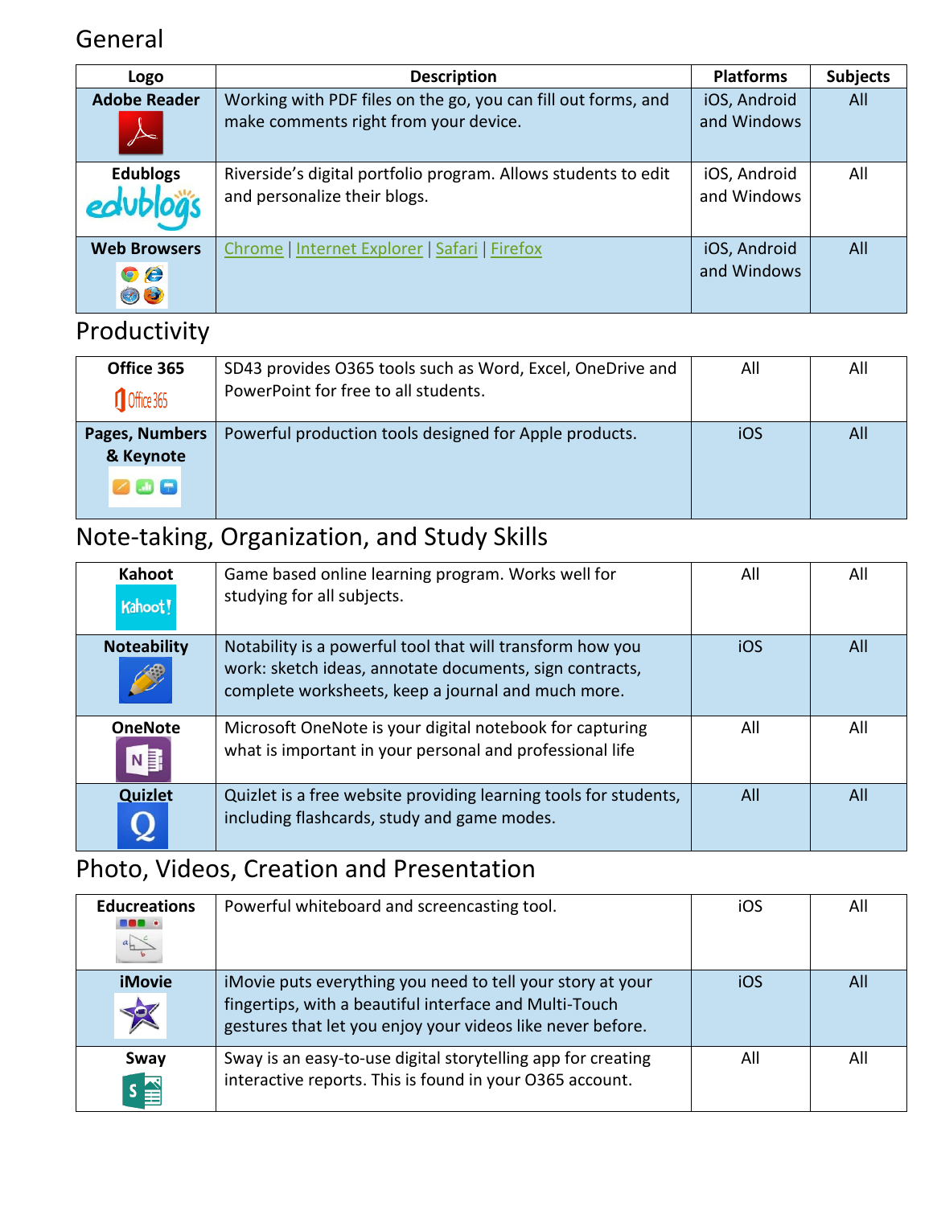## General

| Logo | Description | Platforms | Subjects |
|---|---|---|---|
| **Adobe Reader** | Working with PDF files on the go, you can fill out forms, and make comments right from your device. | iOS, Android and Windows | All |
| **Edublogs** | Riverside's digital portfolio program. Allows students to edit and personalize their blogs. | iOS, Android and Windows | All |
| **Web Browsers** | Chrome \| Internet Explorer \| Safari \| Firefox | iOS, Android and Windows | All |

## Productivity

| Logo | Description | Platforms | Subjects |
|---|---|---|---|
| **Office 365** | SD43 provides O365 tools such as Word, Excel, OneDrive and PowerPoint for free to all students. | All | All |
| **Pages, Numbers & Keynote** | Powerful production tools designed for Apple products. | iOS | All |

## Note-taking, Organization, and Study Skills

| Logo | Description | Platforms | Subjects |
|---|---|---|---|
| **Kahoot** | Game based online learning program. Works well for studying for all subjects. | All | All |
| **Noteability** | Notability is a powerful tool that will transform how you work: sketch ideas, annotate documents, sign contracts, complete worksheets, keep a journal and much more. | iOS | All |
| **OneNote** | Microsoft OneNote is your digital notebook for capturing what is important in your personal and professional life | All | All |
| **Quizlet** | Quizlet is a free website providing learning tools for students, including flashcards, study and game modes. | All | All |

## Photo, Videos, Creation and Presentation

| Logo | Description | Platforms | Subjects |
|---|---|---|---|
| **Educreations** | Powerful whiteboard and screencasting tool. | iOS | All |
| **iMovie** | iMovie puts everything you need to tell your story at your fingertips, with a beautiful interface and Multi-Touch gestures that let you enjoy your videos like never before. | iOS | All |
| **Sway** | Sway is an easy-to-use digital storytelling app for creating interactive reports. This is found in your O365 account. | All | All |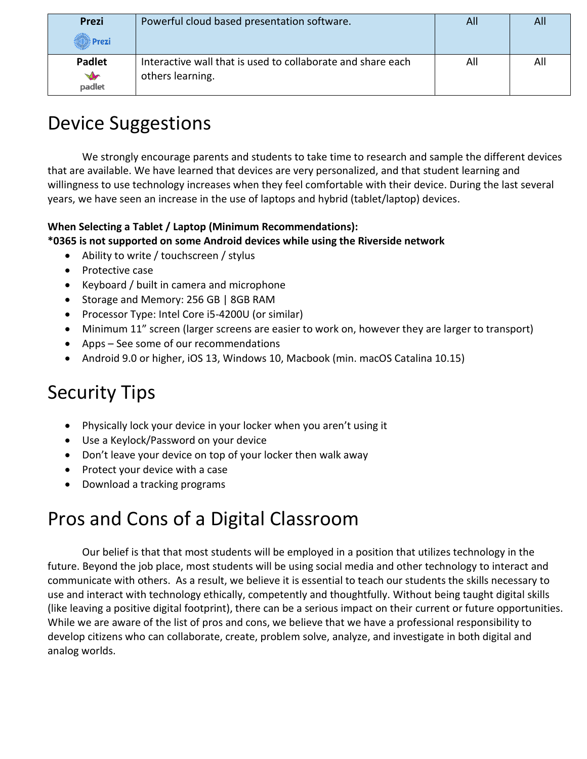| Prezi | Powerful cloud based presentation software. | All | All |
| --- | --- | --- | --- |
| Padlet | Interactive wall that is used to collaborate and share each others learning. | All | All |

# Device Suggestions

We strongly encourage parents and students to take time to research and sample the different devices that are available. We have learned that devices are very personalized, and that student learning and willingness to use technology increases when they feel comfortable with their device. During the last several years, we have seen an increase in the use of laptops and hybrid (tablet/laptop) devices.

**When Selecting a Tablet / Laptop (Minimum Recommendations):**
***0365 is not supported on some Android devices while using the Riverside network**

- Ability to write / touchscreen / stylus
- Protective case
- Keyboard / built in camera and microphone
- Storage and Memory: 256 GB | 8GB RAM
- Processor Type: Intel Core i5-4200U (or similar)
- Minimum 11" screen (larger screens are easier to work on, however they are larger to transport)
- Apps – See some of our recommendations
- Android 9.0 or higher, iOS 13, Windows 10, Macbook (min. macOS Catalina 10.15)

# Security Tips

- Physically lock your device in your locker when you aren't using it
- Use a Keylock/Password on your device
- Don't leave your device on top of your locker then walk away
- Protect your device with a case
- Download a tracking programs

# Pros and Cons of a Digital Classroom

Our belief is that that most students will be employed in a position that utilizes technology in the future. Beyond the job place, most students will be using social media and other technology to interact and communicate with others. As a result, we believe it is essential to teach our students the skills necessary to use and interact with technology ethically, competently and thoughtfully. Without being taught digital skills (like leaving a positive digital footprint), there can be a serious impact on their current or future opportunities. While we are aware of the list of pros and cons, we believe that we have a professional responsibility to develop citizens who can collaborate, create, problem solve, analyze, and investigate in both digital and analog worlds.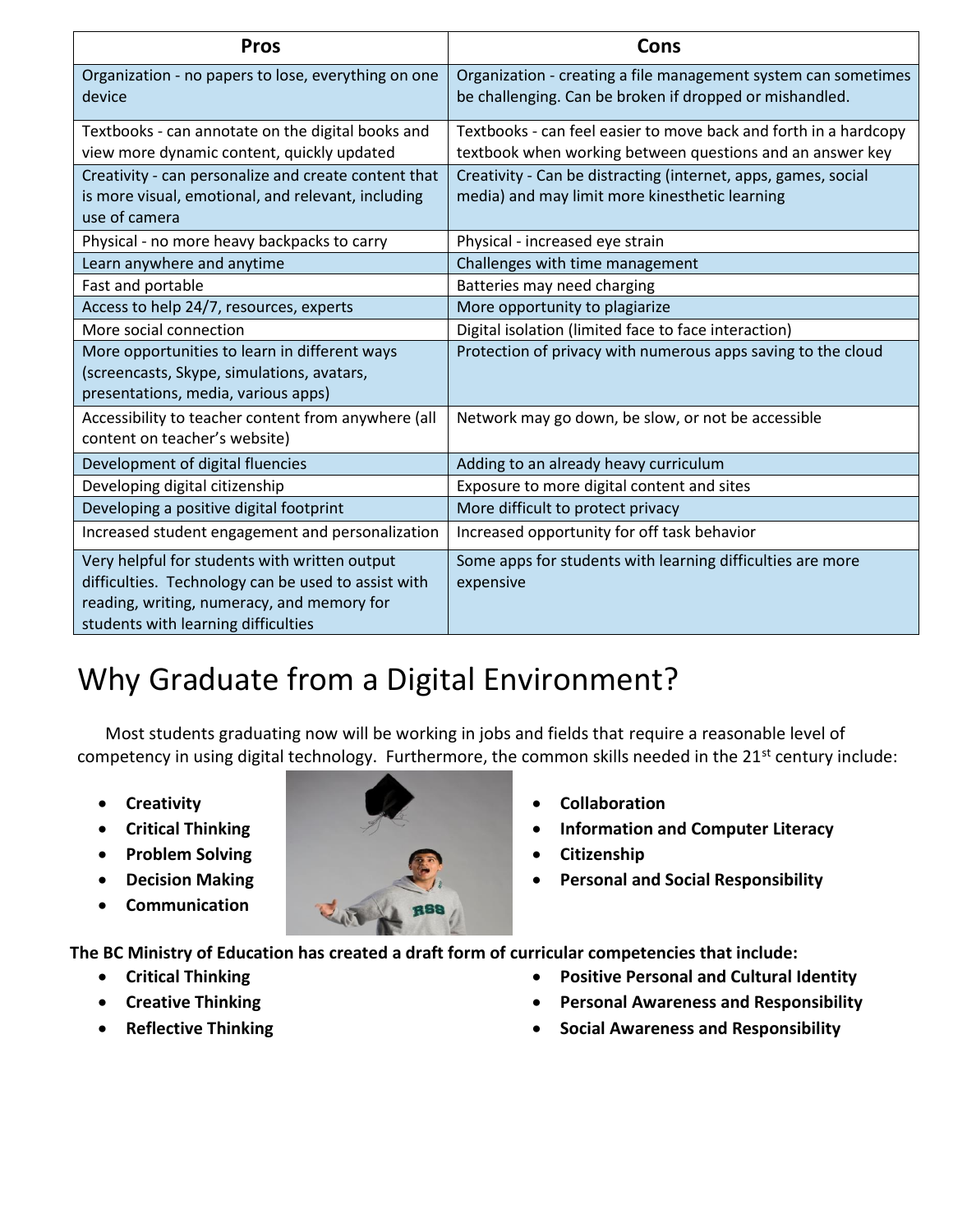| Pros | Cons |
|---|---|
| Organization - no papers to lose, everything on one device | Organization - creating a file management system can sometimes be challenging. Can be broken if dropped or mishandled. |
| Textbooks - can annotate on the digital books and view more dynamic content, quickly updated | Textbooks - can feel easier to move back and forth in a hardcopy textbook when working between questions and an answer key |
| Creativity - can personalize and create content that is more visual, emotional, and relevant, including use of camera | Creativity - Can be distracting (internet, apps, games, social media) and may limit more kinesthetic learning |
| Physical - no more heavy backpacks to carry | Physical - increased eye strain |
| Learn anywhere and anytime | Challenges with time management |
| Fast and portable | Batteries may need charging |
| Access to help 24/7, resources, experts | More opportunity to plagiarize |
| More social connection | Digital isolation (limited face to face interaction) |
| More opportunities to learn in different ways (screencasts, Skype, simulations, avatars, presentations, media, various apps) | Protection of privacy with numerous apps saving to the cloud |
| Accessibility to teacher content from anywhere (all content on teacher's website) | Network may go down, be slow, or not be accessible |
| Development of digital fluencies | Adding to an already heavy curriculum |
| Developing digital citizenship | Exposure to more digital content and sites |
| Developing a positive digital footprint | More difficult to protect privacy |
| Increased student engagement and personalization | Increased opportunity for off task behavior |
| Very helpful for students with written output difficulties. Technology can be used to assist with reading, writing, numeracy, and memory for students with learning difficulties | Some apps for students with learning difficulties are more expensive |

# Why Graduate from a Digital Environment?

Most students graduating now will be working in jobs and fields that require a reasonable level of competency in using digital technology. Furthermore, the common skills needed in the 21st century include:

- **Creativity**
- **Critical Thinking**
- **Problem Solving**
- **Decision Making**
- **Communication**
- **Collaboration**
- **Information and Computer Literacy**
- **Citizenship**
- **Personal and Social Responsibility**

**The BC Ministry of Education has created a draft form of curricular competencies that include:**

- **Critical Thinking**
- **Creative Thinking**
- **Reflective Thinking**
- **Positive Personal and Cultural Identity**
- **Personal Awareness and Responsibility**
- **Social Awareness and Responsibility**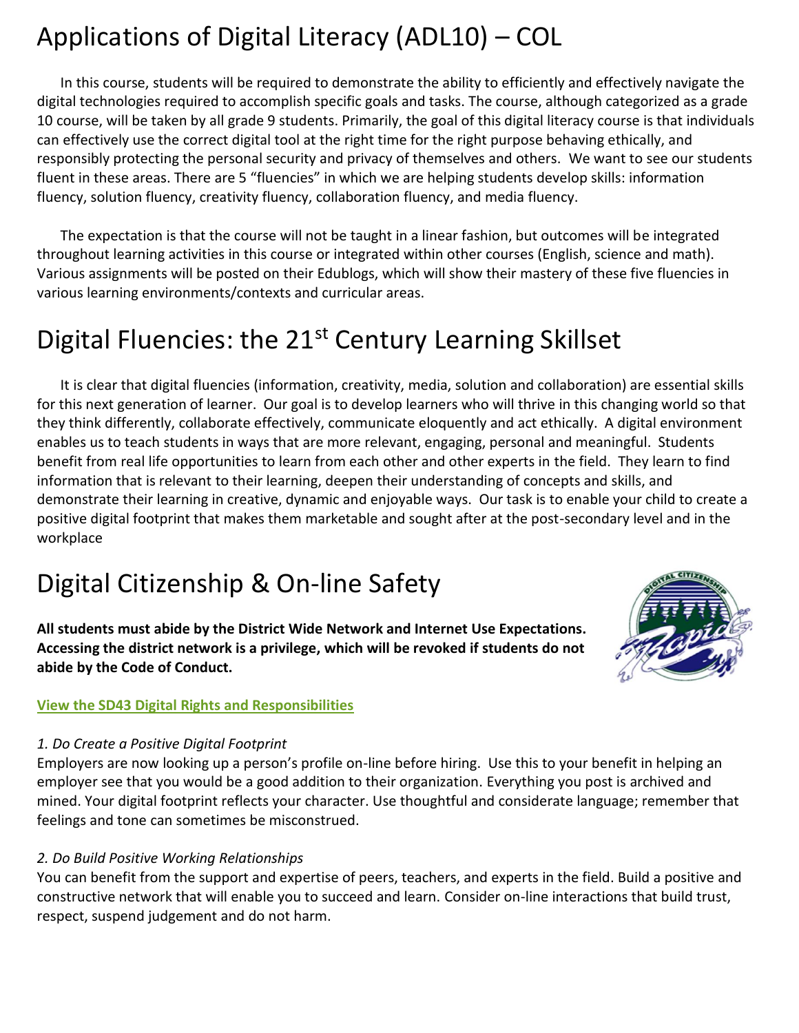# Applications of Digital Literacy (ADL10) – COL

In this course, students will be required to demonstrate the ability to efficiently and effectively navigate the digital technologies required to accomplish specific goals and tasks. The course, although categorized as a grade 10 course, will be taken by all grade 9 students. Primarily, the goal of this digital literacy course is that individuals can effectively use the correct digital tool at the right time for the right purpose behaving ethically, and responsibly protecting the personal security and privacy of themselves and others. We want to see our students fluent in these areas. There are 5 "fluencies" in which we are helping students develop skills: information fluency, solution fluency, creativity fluency, collaboration fluency, and media fluency.

The expectation is that the course will not be taught in a linear fashion, but outcomes will be integrated throughout learning activities in this course or integrated within other courses (English, science and math). Various assignments will be posted on their Edublogs, which will show their mastery of these five fluencies in various learning environments/contexts and curricular areas.

# Digital Fluencies: the 21st Century Learning Skillset

It is clear that digital fluencies (information, creativity, media, solution and collaboration) are essential skills for this next generation of learner. Our goal is to develop learners who will thrive in this changing world so that they think differently, collaborate effectively, communicate eloquently and act ethically. A digital environment enables us to teach students in ways that are more relevant, engaging, personal and meaningful. Students benefit from real life opportunities to learn from each other and other experts in the field. They learn to find information that is relevant to their learning, deepen their understanding of concepts and skills, and demonstrate their learning in creative, dynamic and enjoyable ways. Our task is to enable your child to create a positive digital footprint that makes them marketable and sought after at the post-secondary level and in the workplace

# Digital Citizenship & On-line Safety

**All students must abide by the District Wide Network and Internet Use Expectations. Accessing the district network is a privilege, which will be revoked if students do not abide by the Code of Conduct.**

**View the SD43 Digital Rights and Responsibilities**

*1. Do Create a Positive Digital Footprint*

Employers are now looking up a person's profile on-line before hiring. Use this to your benefit in helping an employer see that you would be a good addition to their organization. Everything you post is archived and mined. Your digital footprint reflects your character. Use thoughtful and considerate language; remember that feelings and tone can sometimes be misconstrued.

*2. Do Build Positive Working Relationships*

You can benefit from the support and expertise of peers, teachers, and experts in the field. Build a positive and constructive network that will enable you to succeed and learn. Consider on-line interactions that build trust, respect, suspend judgement and do not harm.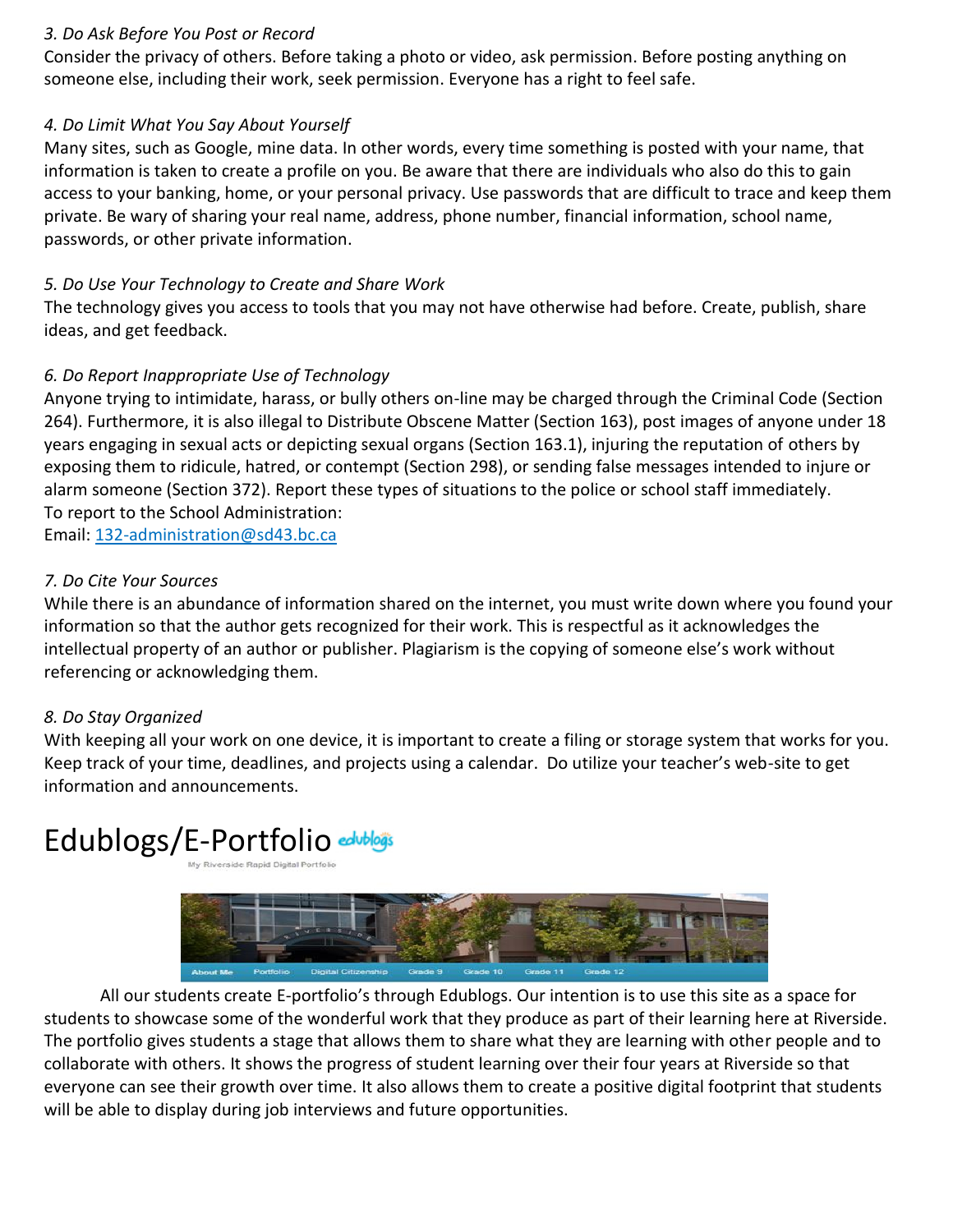*3. Do Ask Before You Post or Record*

Consider the privacy of others. Before taking a photo or video, ask permission. Before posting anything on someone else, including their work, seek permission. Everyone has a right to feel safe.

*4. Do Limit What You Say About Yourself*

Many sites, such as Google, mine data. In other words, every time something is posted with your name, that information is taken to create a profile on you. Be aware that there are individuals who also do this to gain access to your banking, home, or your personal privacy. Use passwords that are difficult to trace and keep them private. Be wary of sharing your real name, address, phone number, financial information, school name, passwords, or other private information.

*5. Do Use Your Technology to Create and Share Work*

The technology gives you access to tools that you may not have otherwise had before. Create, publish, share ideas, and get feedback.

*6. Do Report Inappropriate Use of Technology*

Anyone trying to intimidate, harass, or bully others on-line may be charged through the Criminal Code (Section 264). Furthermore, it is also illegal to Distribute Obscene Matter (Section 163), post images of anyone under 18 years engaging in sexual acts or depicting sexual organs (Section 163.1), injuring the reputation of others by exposing them to ridicule, hatred, or contempt (Section 298), or sending false messages intended to injure or alarm someone (Section 372). Report these types of situations to the police or school staff immediately.
To report to the School Administration:
Email: 132-administration@sd43.bc.ca

*7. Do Cite Your Sources*

While there is an abundance of information shared on the internet, you must write down where you found your information so that the author gets recognized for their work. This is respectful as it acknowledges the intellectual property of an author or publisher. Plagiarism is the copying of someone else's work without referencing or acknowledging them.

*8. Do Stay Organized*

With keeping all your work on one device, it is important to create a filing or storage system that works for you. Keep track of your time, deadlines, and projects using a calendar. Do utilize your teacher's web-site to get information and announcements.

# Edublogs/E-Portfolio

All our students create E-portfolio's through Edublogs. Our intention is to use this site as a space for students to showcase some of the wonderful work that they produce as part of their learning here at Riverside. The portfolio gives students a stage that allows them to share what they are learning with other people and to collaborate with others. It shows the progress of student learning over their four years at Riverside so that everyone can see their growth over time. It also allows them to create a positive digital footprint that students will be able to display during job interviews and future opportunities.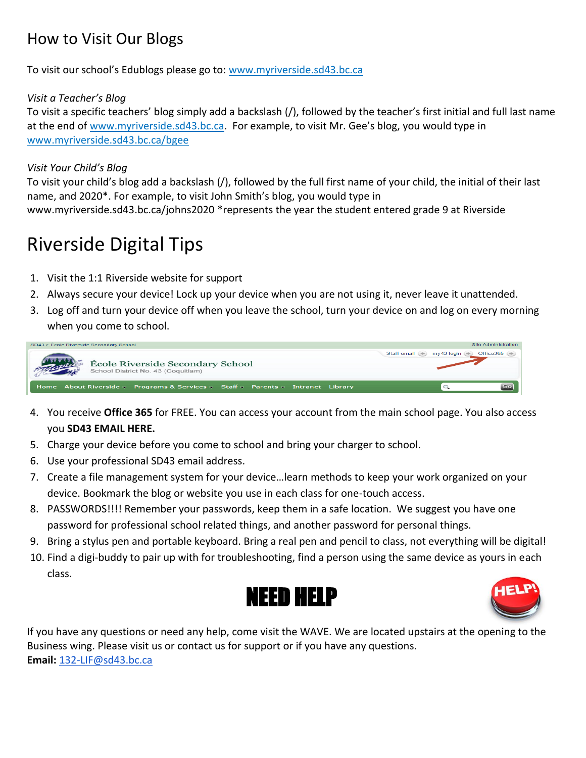## How to Visit Our Blogs

To visit our school's Edublogs please go to: www.myriverside.sd43.bc.ca

*Visit a Teacher's Blog*
To visit a specific teachers' blog simply add a backslash (/), followed by the teacher's first initial and full last name at the end of www.myriverside.sd43.bc.ca. For example, to visit Mr. Gee's blog, you would type in www.myriverside.sd43.bc.ca/bgee

*Visit Your Child's Blog*
To visit your child's blog add a backslash (/), followed by the full first name of your child, the initial of their last name, and 2020*. For example, to visit John Smith's blog, you would type in www.myriverside.sd43.bc.ca/johns2020 *represents the year the student entered grade 9 at Riverside

# Riverside Digital Tips

1. Visit the 1:1 Riverside website for support
2. Always secure your device! Lock up your device when you are not using it, never leave it unattended.
3. Log off and turn your device off when you leave the school, turn your device on and log on every morning when you come to school.

SD43 > École Riverside Secondary School | Site Administration
Staff email | my43 login | Office365
École Riverside Secondary School
School District No. 43 (Coquitlam)
Home | About Riverside | Programs & Services | Staff | Parents | Intranet | Library | Go

4. You receive **Office 365** for FREE. You can access your account from the main school page. You also access you **SD43 EMAIL HERE.**
5. Charge your device before you come to school and bring your charger to school.
6. Use your professional SD43 email address.
7. Create a file management system for your device…learn methods to keep your work organized on your device. Bookmark the blog or website you use in each class for one-touch access.
8. PASSWORDS!!!! Remember your passwords, keep them in a safe location. We suggest you have one password for professional school related things, and another password for personal things.
9. Bring a stylus pen and portable keyboard. Bring a real pen and pencil to class, not everything will be digital!
10. Find a digi-buddy to pair up with for troubleshooting, find a person using the same device as yours in each class.

## NEED HELP

HELP!

If you have any questions or need any help, come visit the WAVE. We are located upstairs at the opening to the Business wing. Please visit us or contact us for support or if you have any questions.
**Email:** 132-LIF@sd43.bc.ca